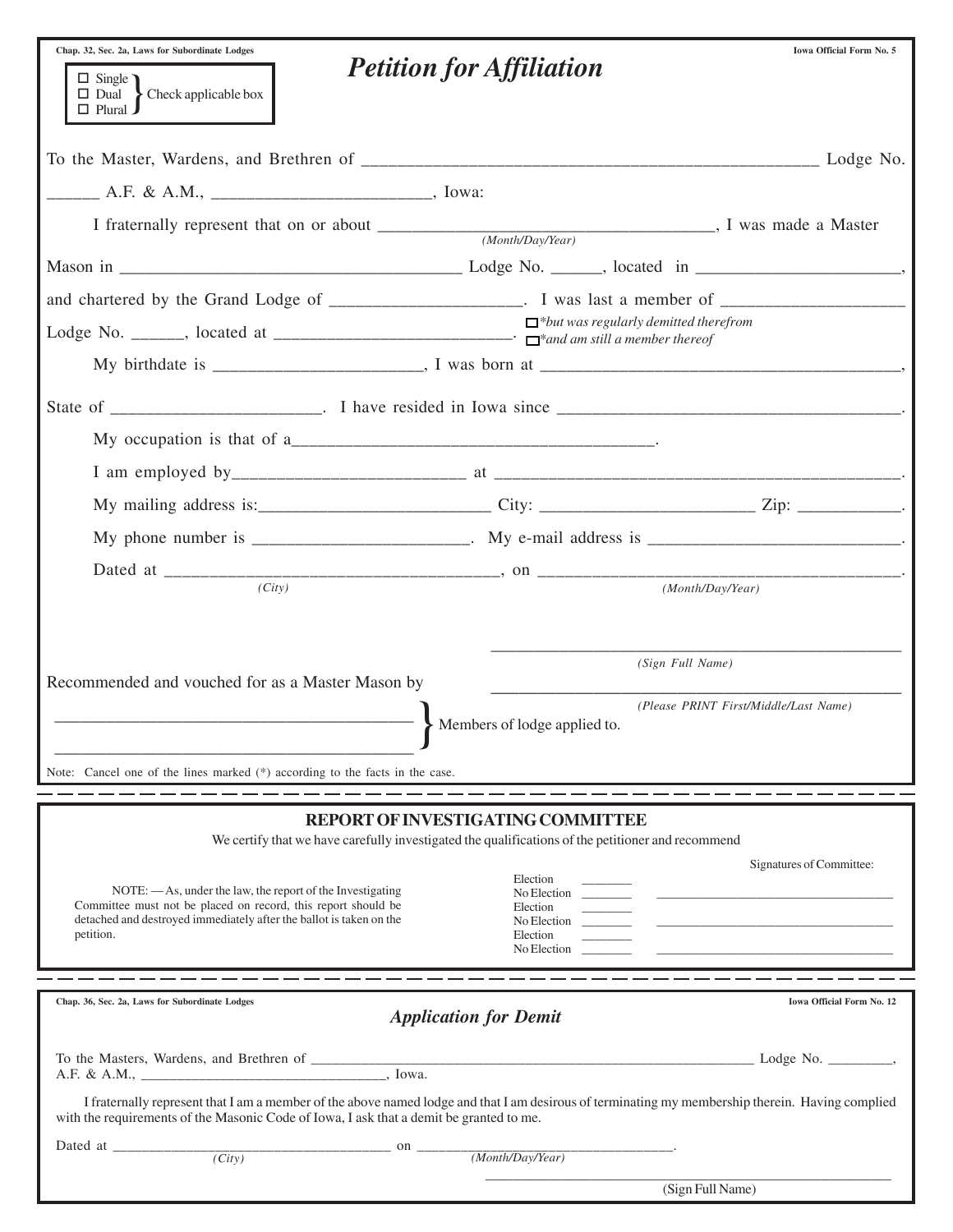Chap. 32, Sec. 2a, Laws for Subordinate Lodges

Iowa Official Form No. 5

# *Petition for Affiliation*

☐ Single
☐ Dual
☐ Plural
} Check applicable box

To the Master, Wardens, and Brethren of ____________________________________________________ Lodge No. ______ A.F. & A.M., _________________________, Iowa:

I fraternally represent that on or about ______________________________________ (*Month/Day/Year*), I was made a Master Mason in ______________________________________ Lodge No. ______, located in _______________________, and chartered by the Grand Lodge of ______________________. I was last a member of ____________________ Lodge No. ______, located at ____________________________.
☐ *\*but was regularly demitted therefrom*
☐ *\*and am still a member thereof*

My birthdate is _______________________, I was born at __________________________________________, State of _______________________. I have resided in Iowa since ________________________________________.

My occupation is that of a_________________________________________.

I am employed by__________________________ at _______________________________________________.

My mailing address is:__________________________ City: ________________________ Zip: ___________.

My phone number is ________________________. My e-mail address is ____________________________.

Dated at ______________________________________ (*City*), on ________________________________________ (*Month/Day/Year*).

_______________________________________________
(*Sign Full Name*)

Recommended and vouched for as a Master Mason by

_______________________________________________
(*Please PRINT First/Middle/Last Name*)

_________________________________________
_________________________________________
} Members of lodge applied to.

Note: Cancel one of the lines marked (\*) according to the facts in the case.

---

## REPORT OF INVESTIGATING COMMITTEE

We certify that we have carefully investigated the qualifications of the petitioner and recommend

NOTE: — As, under the law, the report of the Investigating Committee must not be placed on record, this report should be detached and destroyed immediately after the ballot is taken on the petition.

Election ________
No Election ________ ______________________________
Election ________
No Election ________ ______________________________
Election ________
No Election ________ ______________________________

Signatures of Committee:

---

Chap. 36, Sec. 2a, Laws for Subordinate Lodges

Iowa Official Form No. 12

## *Application for Demit*

To the Masters, Wardens, and Brethren of _________________________________________________________ Lodge No. ________, A.F. & A.M., _________________________________, Iowa.

I fraternally represent that I am a member of the above named lodge and that I am desirous of terminating my membership therein. Having complied with the requirements of the Masonic Code of Iowa, I ask that a demit be granted to me.

Dated at ____________________________________ (*City*) on __________________________________ (*Month/Day/Year*).

_______________________________________________
(Sign Full Name)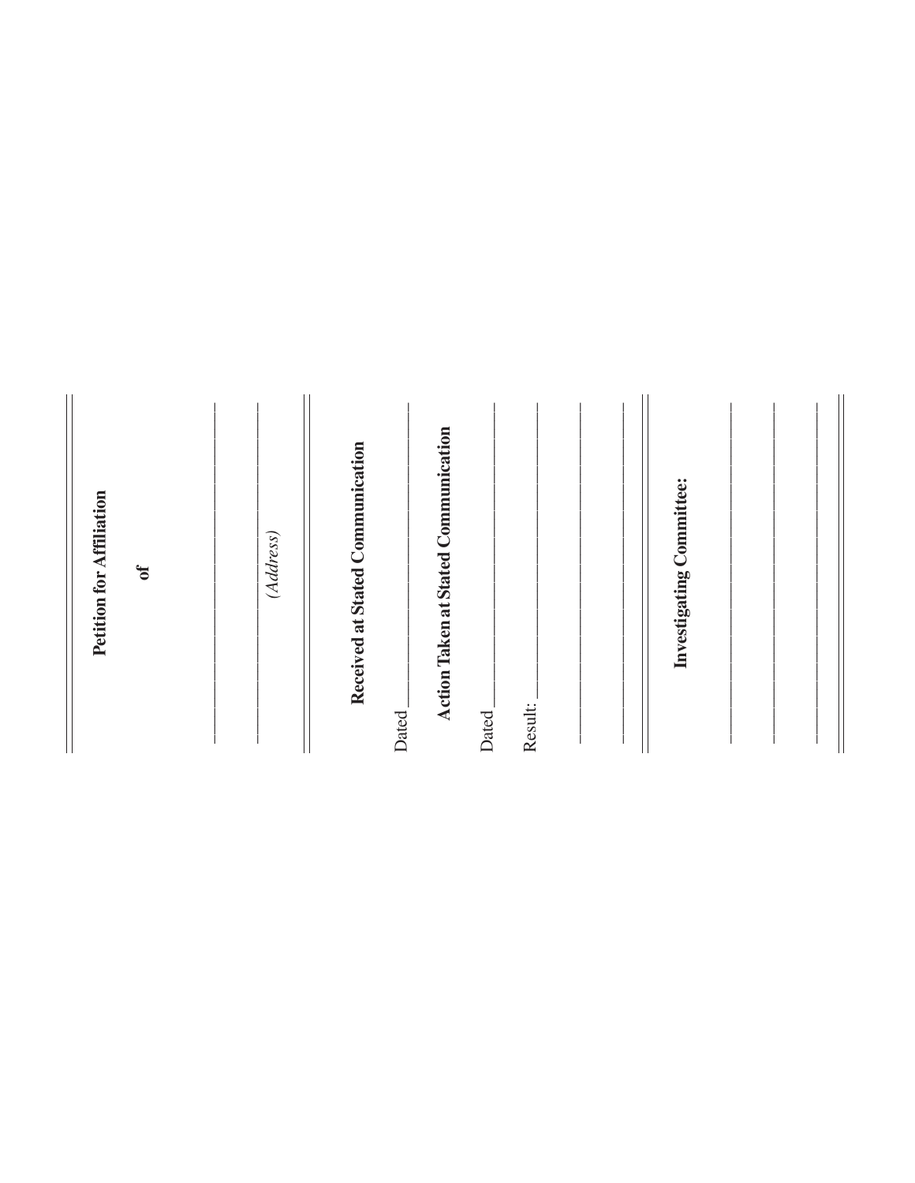**Petition for Affiliation**

**of**

\_\_\_\_\_\_\_\_\_\_\_\_\_\_\_\_\_\_\_\_\_\_\_\_\_\_\_\_\_\_\_\_\_\_\_\_\_\_\_\_\_\_

\_\_\_\_\_\_\_\_\_\_\_\_\_\_\_\_\_\_\_\_\_\_\_\_\_\_\_\_\_\_\_\_\_\_\_\_\_\_\_\_\_\_

*(Address)*

**Received at Stated Communication**

Dated\_\_\_\_\_\_\_\_\_\_\_\_\_\_\_\_\_\_\_\_\_\_\_\_\_\_\_\_\_\_\_\_\_\_\_\_\_\_

**Action Taken at Stated Communication**

Dated\_\_\_\_\_\_\_\_\_\_\_\_\_\_\_\_\_\_\_\_\_\_\_\_\_\_\_\_\_\_\_\_\_\_\_\_\_\_

Result: \_\_\_\_\_\_\_\_\_\_\_\_\_\_\_\_\_\_\_\_\_\_\_\_\_\_\_\_\_\_\_\_\_\_\_\_\_

\_\_\_\_\_\_\_\_\_\_\_\_\_\_\_\_\_\_\_\_\_\_\_\_\_\_\_\_\_\_\_\_\_\_\_\_\_\_\_\_\_\_

\_\_\_\_\_\_\_\_\_\_\_\_\_\_\_\_\_\_\_\_\_\_\_\_\_\_\_\_\_\_\_\_\_\_\_\_\_\_\_\_\_\_

**Investigating Committee:**

\_\_\_\_\_\_\_\_\_\_\_\_\_\_\_\_\_\_\_\_\_\_\_\_\_\_\_\_\_\_\_\_\_\_\_\_\_\_\_\_\_\_

\_\_\_\_\_\_\_\_\_\_\_\_\_\_\_\_\_\_\_\_\_\_\_\_\_\_\_\_\_\_\_\_\_\_\_\_\_\_\_\_\_\_

\_\_\_\_\_\_\_\_\_\_\_\_\_\_\_\_\_\_\_\_\_\_\_\_\_\_\_\_\_\_\_\_\_\_\_\_\_\_\_\_\_\_